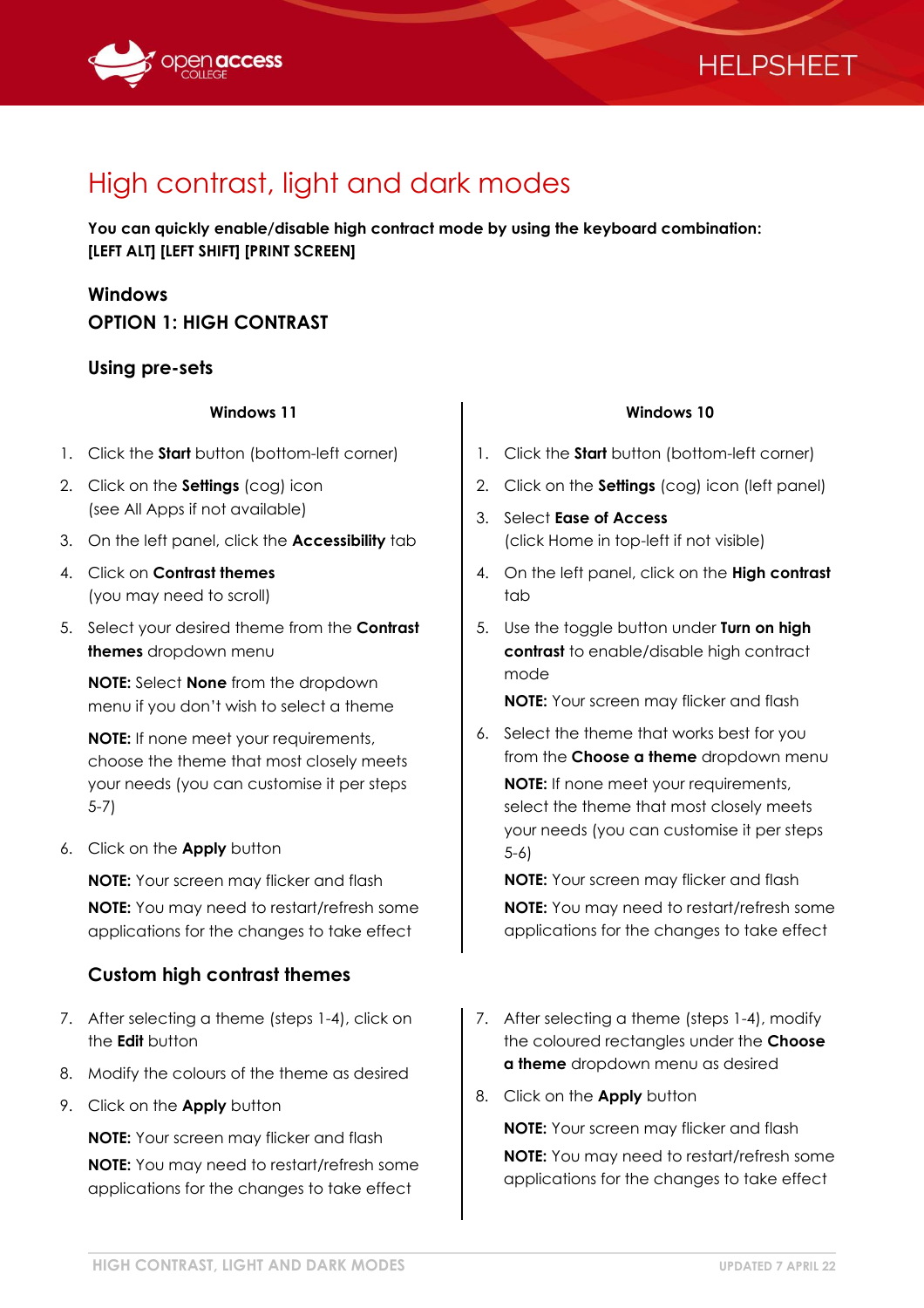# High contrast, light and dark modes

**You can quickly enable/disable high contract mode by using the keyboard combination: [LEFT ALT] [LEFT SHIFT] [PRINT SCREEN]**

## Windows

## OPTION 1: HIGH CONTRAST

### Using pre-sets

#### Windows 11

1. Click the **Start** button (bottom-left corner)
2. Click on the **Settings** (cog) icon (see All Apps if not available)
3. On the left panel, click the **Accessibility** tab
4. Click on **Contrast themes** (you may need to scroll)
5. Select your desired theme from the **Contrast themes** dropdown menu

   **NOTE:** Select **None** from the dropdown menu if you don't wish to select a theme

   **NOTE:** If none meet your requirements, choose the theme that most closely meets your needs (you can customise it per steps 5-7)

6. Click on the **Apply** button

   **NOTE:** Your screen may flicker and flash

   **NOTE:** You may need to restart/refresh some applications for the changes to take effect

#### Windows 10

1. Click the **Start** button (bottom-left corner)
2. Click on the **Settings** (cog) icon (left panel)
3. Select **Ease of Access** (click Home in top-left if not visible)
4. On the left panel, click on the **High contrast** tab
5. Use the toggle button under **Turn on high contrast** to enable/disable high contract mode

   **NOTE:** Your screen may flicker and flash

6. Select the theme that works best for you from the **Choose a theme** dropdown menu

   **NOTE:** If none meet your requirements, select the theme that most closely meets your needs (you can customise it per steps 5-6)

   **NOTE:** Your screen may flicker and flash

   **NOTE:** You may need to restart/refresh some applications for the changes to take effect

### Custom high contrast themes

#### Windows 11

7. After selecting a theme (steps 1-4), click on the **Edit** button
8. Modify the colours of the theme as desired
9. Click on the **Apply** button

   **NOTE:** Your screen may flicker and flash

   **NOTE:** You may need to restart/refresh some applications for the changes to take effect

#### Windows 10

7. After selecting a theme (steps 1-4), modify the coloured rectangles under the **Choose a theme** dropdown menu as desired
8. Click on the **Apply** button

   **NOTE:** Your screen may flicker and flash

   **NOTE:** You may need to restart/refresh some applications for the changes to take effect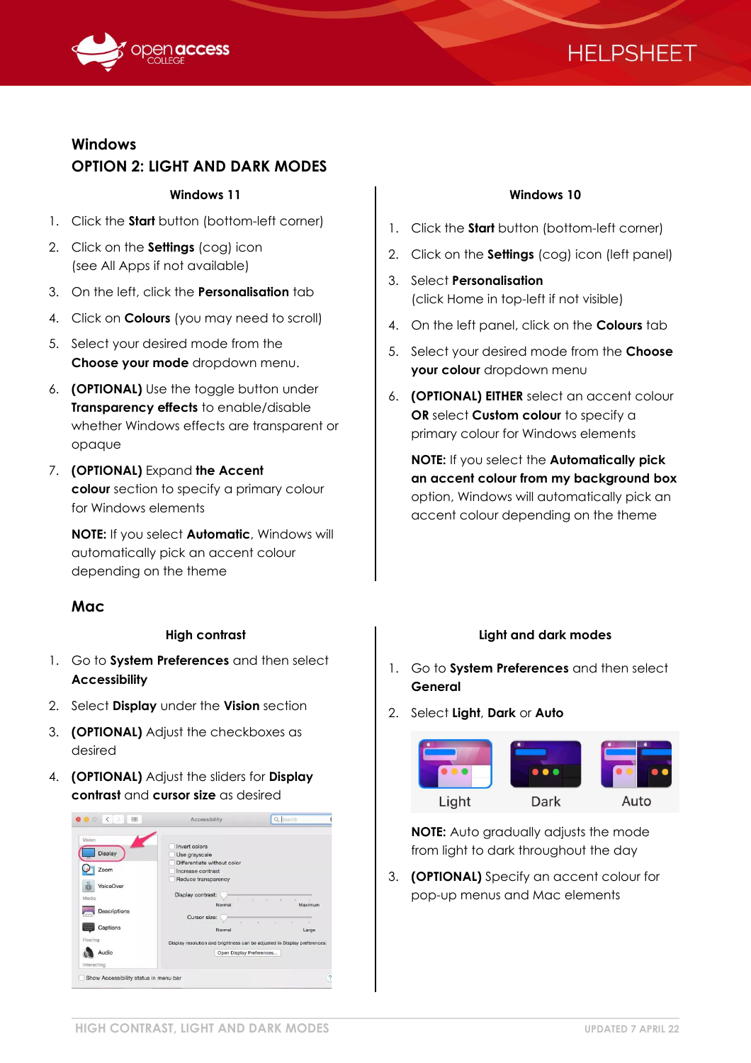## Windows

## OPTION 2: LIGHT AND DARK MODES

### Windows 11

1. Click the **Start** button (bottom-left corner)
2. Click on the **Settings** (cog) icon (see All Apps if not available)
3. On the left, click the **Personalisation** tab
4. Click on **Colours** (you may need to scroll)
5. Select your desired mode from the **Choose your mode** dropdown menu.
6. **(OPTIONAL)** Use the toggle button under **Transparency effects** to enable/disable whether Windows effects are transparent or opaque
7. **(OPTIONAL)** Expand **the Accent colour** section to specify a primary colour for Windows elements

   **NOTE:** If you select **Automatic**, Windows will automatically pick an accent colour depending on the theme

### Windows 10

1. Click the **Start** button (bottom-left corner)
2. Click on the **Settings** (cog) icon (left panel)
3. Select **Personalisation** (click Home in top-left if not visible)
4. On the left panel, click on the **Colours** tab
5. Select your desired mode from the **Choose your colour** dropdown menu
6. **(OPTIONAL) EITHER** select an accent colour **OR** select **Custom colour** to specify a primary colour for Windows elements

   **NOTE:** If you select the **Automatically pick an accent colour from my background box** option, Windows will automatically pick an accent colour depending on the theme

## Mac

### High contrast

1. Go to **System Preferences** and then select **Accessibility**
2. Select **Display** under the **Vision** section
3. **(OPTIONAL)** Adjust the checkboxes as desired
4. **(OPTIONAL)** Adjust the sliders for **Display contrast** and **cursor size** as desired

### Light and dark modes

1. Go to **System Preferences** and then select **General**
2. Select **Light**, **Dark** or **Auto**

   Light Dark Auto

   **NOTE:** Auto gradually adjusts the mode from light to dark throughout the day
3. **(OPTIONAL)** Specify an accent colour for pop-up menus and Mac elements